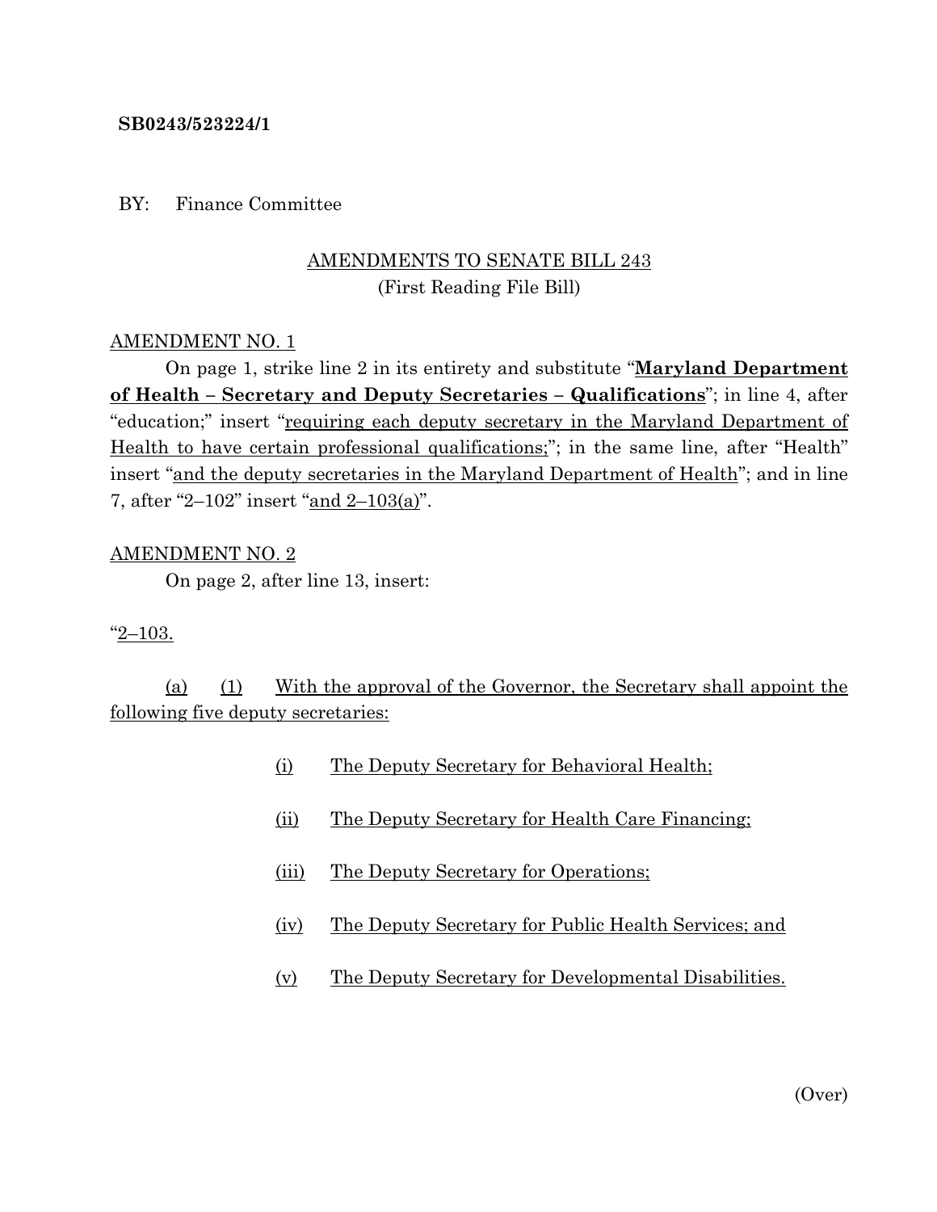**SB0243/523224/1**

BY: Finance Committee

<u>AMENDMENTS TO SENATE BILL 243</u>
(First Reading File Bill)

<u>AMENDMENT NO. 1</u>

On page 1, strike line 2 in its entirety and substitute "**<u>Maryland Department of Health – Secretary and Deputy Secretaries – Qualifications</u>**"; in line 4, after "education;" insert "<u>requiring each deputy secretary in the Maryland Department of Health to have certain professional qualifications;</u>"; in the same line, after "Health" insert "<u>and the deputy secretaries in the Maryland Department of Health</u>"; and in line 7, after "2–102" insert "<u>and 2–103(a)</u>".

<u>AMENDMENT NO. 2</u>

On page 2, after line 13, insert:

"<u>2–103.</u>

<u>(a)</u> <u>(1)</u> <u>With the approval of the Governor, the Secretary shall appoint the following five deputy secretaries:</u>

<u>(i)</u> <u>The Deputy Secretary for Behavioral Health;</u>

<u>(ii)</u> <u>The Deputy Secretary for Health Care Financing;</u>

<u>(iii)</u> <u>The Deputy Secretary for Operations;</u>

<u>(iv)</u> <u>The Deputy Secretary for Public Health Services; and</u>

<u>(v)</u> <u>The Deputy Secretary for Developmental Disabilities.</u>

(Over)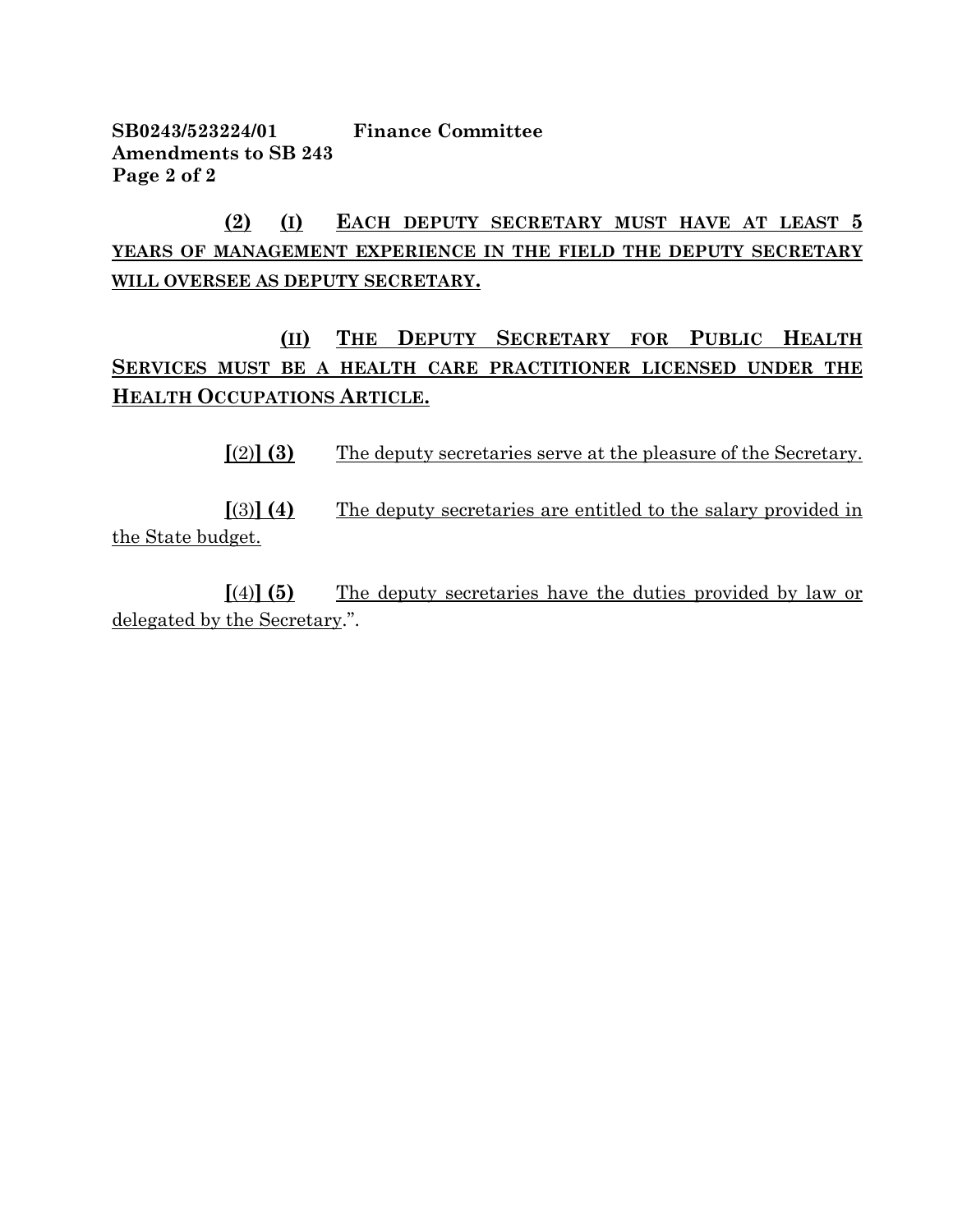**(2)** **(I)** **EACH DEPUTY SECRETARY MUST HAVE AT LEAST 5 YEARS OF MANAGEMENT EXPERIENCE IN THE FIELD THE DEPUTY SECRETARY WILL OVERSEE AS DEPUTY SECRETARY.**

**(II)** **THE DEPUTY SECRETARY FOR PUBLIC HEALTH SERVICES MUST BE A HEALTH CARE PRACTITIONER LICENSED UNDER THE HEALTH OCCUPATIONS ARTICLE.**

**[**(2)**] (3)** The deputy secretaries serve at the pleasure of the Secretary.

**[**(3)**] (4)** The deputy secretaries are entitled to the salary provided in the State budget.

**[**(4)**] (5)** The deputy secretaries have the duties provided by law or delegated by the Secretary.".